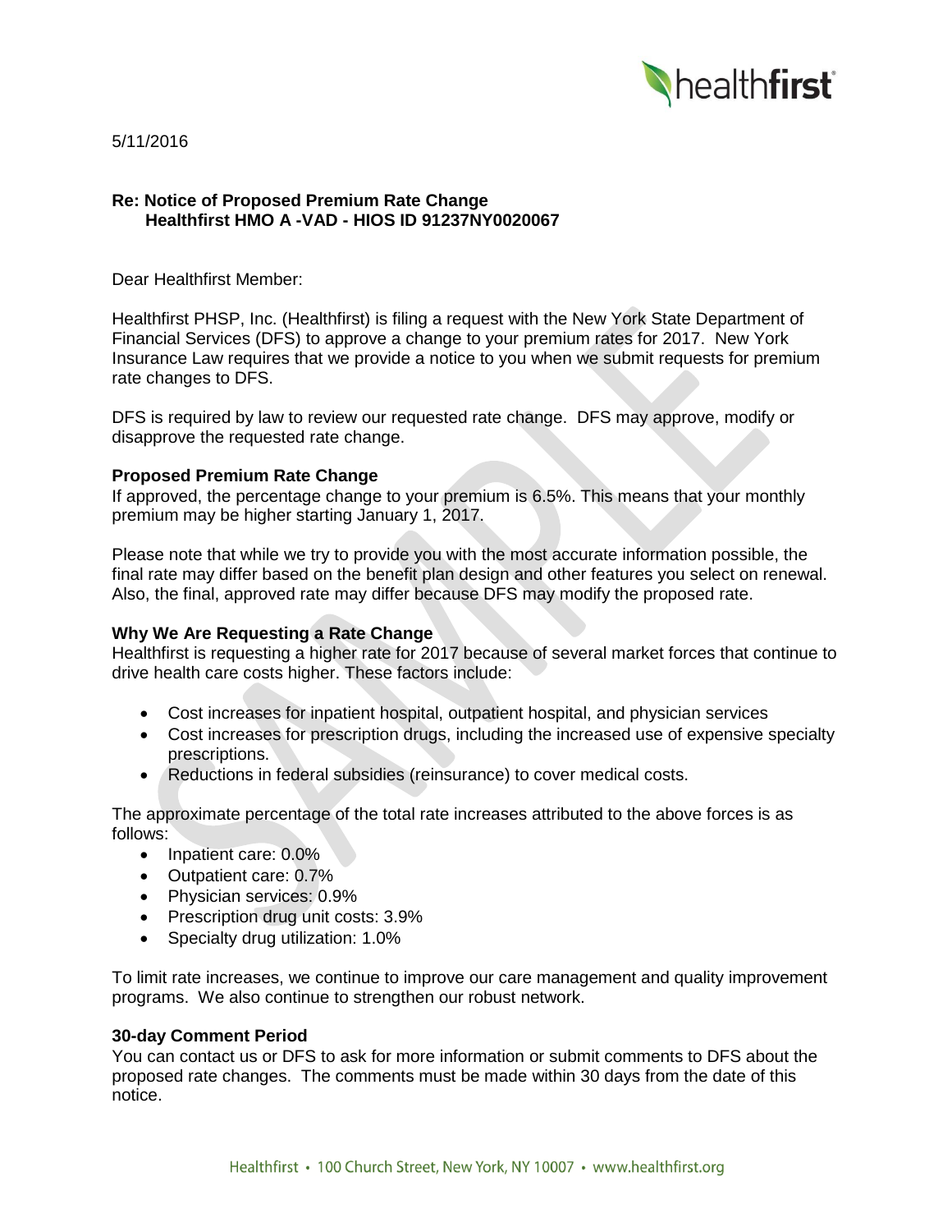5/11/2016

**Re: Notice of Proposed Premium Rate Change**
**Healthfirst HMO A -VAD - HIOS ID 91237NY0020067**

Dear Healthfirst Member:

Healthfirst PHSP, Inc. (Healthfirst) is filing a request with the New York State Department of Financial Services (DFS) to approve a change to your premium rates for 2017. New York Insurance Law requires that we provide a notice to you when we submit requests for premium rate changes to DFS.

DFS is required by law to review our requested rate change. DFS may approve, modify or disapprove the requested rate change.

**Proposed Premium Rate Change**

If approved, the percentage change to your premium is 6.5%. This means that your monthly premium may be higher starting January 1, 2017.

Please note that while we try to provide you with the most accurate information possible, the final rate may differ based on the benefit plan design and other features you select on renewal. Also, the final, approved rate may differ because DFS may modify the proposed rate.

**Why We Are Requesting a Rate Change**

Healthfirst is requesting a higher rate for 2017 because of several market forces that continue to drive health care costs higher. These factors include:

- Cost increases for inpatient hospital, outpatient hospital, and physician services
- Cost increases for prescription drugs, including the increased use of expensive specialty prescriptions.
- Reductions in federal subsidies (reinsurance) to cover medical costs.

The approximate percentage of the total rate increases attributed to the above forces is as follows:

- Inpatient care: 0.0%
- Outpatient care: 0.7%
- Physician services: 0.9%
- Prescription drug unit costs: 3.9%
- Specialty drug utilization: 1.0%

To limit rate increases, we continue to improve our care management and quality improvement programs. We also continue to strengthen our robust network.

**30-day Comment Period**

You can contact us or DFS to ask for more information or submit comments to DFS about the proposed rate changes. The comments must be made within 30 days from the date of this notice.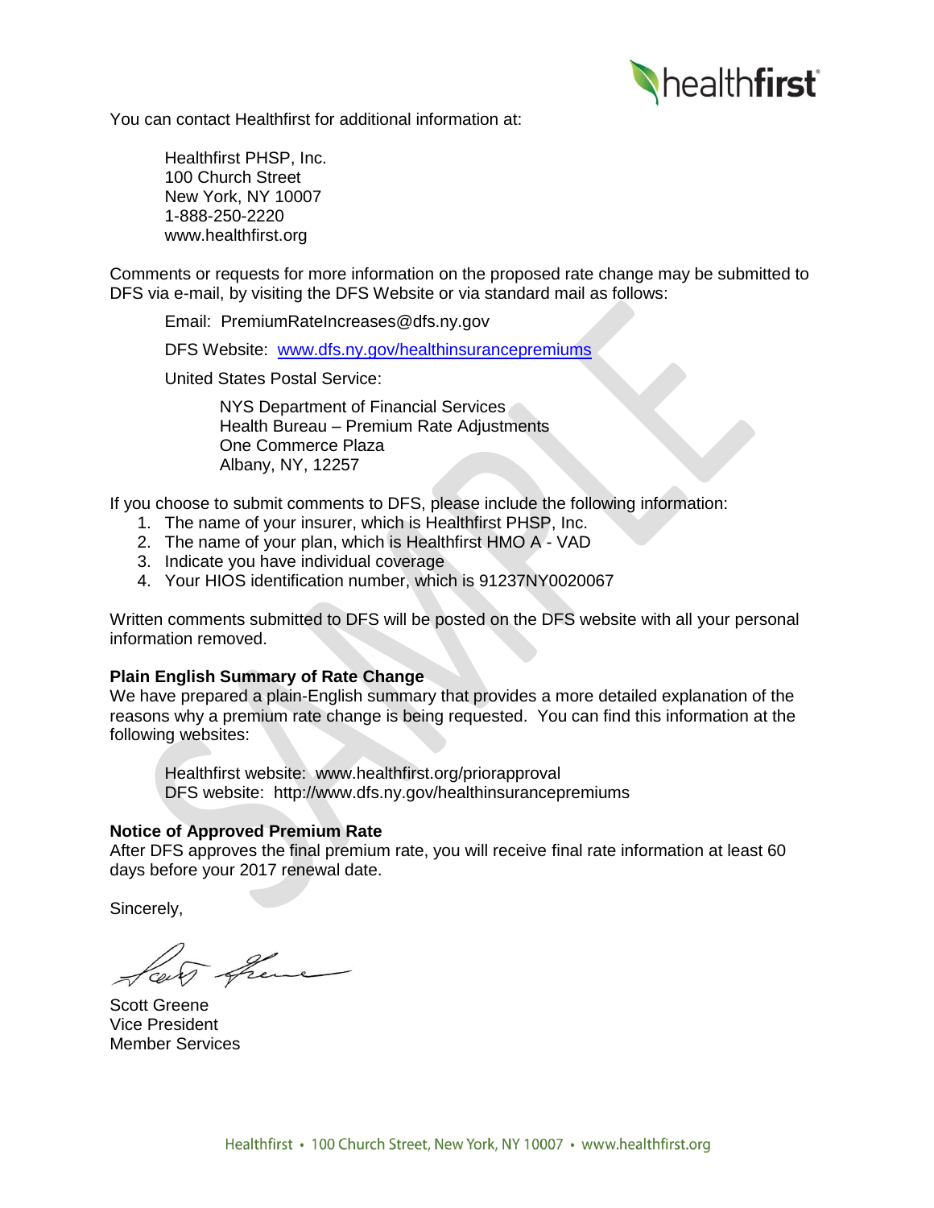You can contact Healthfirst for additional information at:

Healthfirst PHSP, Inc.
100 Church Street
New York, NY 10007
1-888-250-2220
www.healthfirst.org

Comments or requests for more information on the proposed rate change may be submitted to DFS via e-mail, by visiting the DFS Website or via standard mail as follows:

Email: PremiumRateIncreases@dfs.ny.gov

DFS Website: www.dfs.ny.gov/healthinsurancepremiums

United States Postal Service:

NYS Department of Financial Services
Health Bureau – Premium Rate Adjustments
One Commerce Plaza
Albany, NY, 12257

If you choose to submit comments to DFS, please include the following information:

1. The name of your insurer, which is Healthfirst PHSP, Inc.
2. The name of your plan, which is Healthfirst HMO A - VAD
3. Indicate you have individual coverage
4. Your HIOS identification number, which is 91237NY0020067

Written comments submitted to DFS will be posted on the DFS website with all your personal information removed.

**Plain English Summary of Rate Change**

We have prepared a plain-English summary that provides a more detailed explanation of the reasons why a premium rate change is being requested. You can find this information at the following websites:

Healthfirst website: www.healthfirst.org/priorapproval
DFS website: http://www.dfs.ny.gov/healthinsurancepremiums

**Notice of Approved Premium Rate**

After DFS approves the final premium rate, you will receive final rate information at least 60 days before your 2017 renewal date.

Sincerely,

Scott Greene
Vice President
Member Services